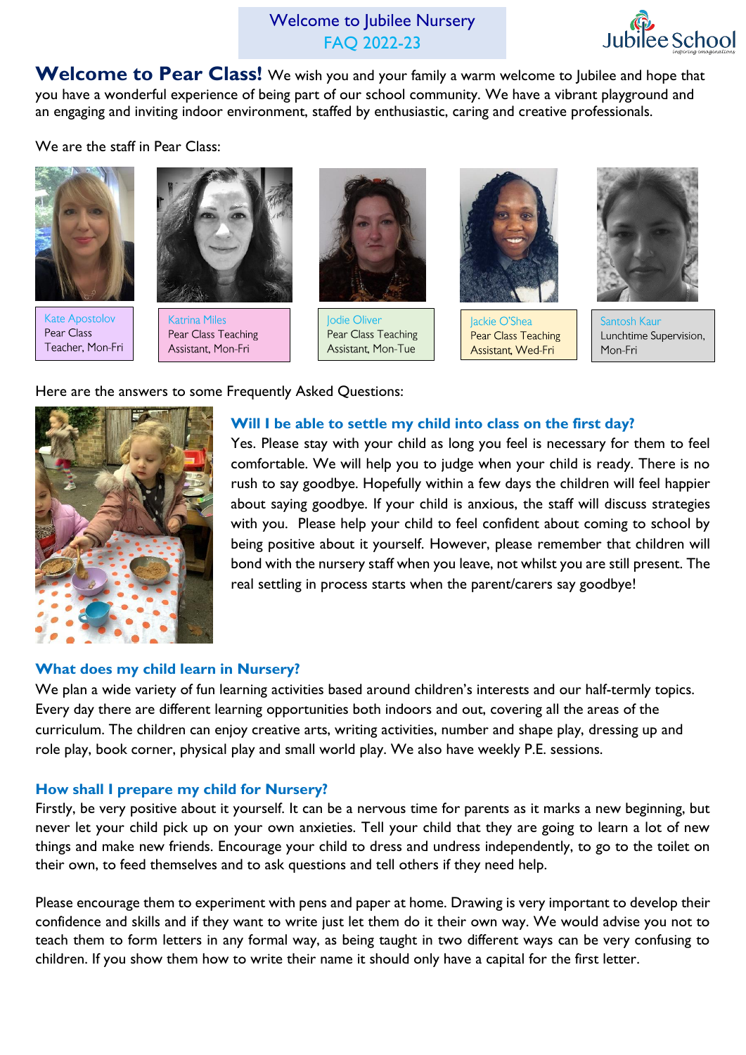Welcome to Jubilee Nursery
FAQ 2022-23

Jubilee School
*inspiring imaginations*

**Welcome to Pear Class!** We wish you and your family a warm welcome to Jubilee and hope that you have a wonderful experience of being part of our school community. We have a vibrant playground and an engaging and inviting indoor environment, staffed by enthusiastic, caring and creative professionals.

We are the staff in Pear Class:

| Kate Apostolov | Katrina Miles | Jodie Oliver | Jackie O'Shea | Santosh Kaur |
|---|---|---|---|---|
| Pear Class Teacher, Mon-Fri | Pear Class Teaching Assistant, Mon-Fri | Pear Class Teaching Assistant, Mon-Tue | Pear Class Teaching Assistant, Wed-Fri | Lunchtime Supervision, Mon-Fri |

Here are the answers to some Frequently Asked Questions:

### Will I be able to settle my child into class on the first day?

Yes. Please stay with your child as long you feel is necessary for them to feel comfortable. We will help you to judge when your child is ready. There is no rush to say goodbye. Hopefully within a few days the children will feel happier about saying goodbye. If your child is anxious, the staff will discuss strategies with you. Please help your child to feel confident about coming to school by being positive about it yourself. However, please remember that children will bond with the nursery staff when you leave, not whilst you are still present. The real settling in process starts when the parent/carers say goodbye!

### What does my child learn in Nursery?

We plan a wide variety of fun learning activities based around children's interests and our half-termly topics. Every day there are different learning opportunities both indoors and out, covering all the areas of the curriculum. The children can enjoy creative arts, writing activities, number and shape play, dressing up and role play, book corner, physical play and small world play. We also have weekly P.E. sessions.

### How shall I prepare my child for Nursery?

Firstly, be very positive about it yourself. It can be a nervous time for parents as it marks a new beginning, but never let your child pick up on your own anxieties. Tell your child that they are going to learn a lot of new things and make new friends. Encourage your child to dress and undress independently, to go to the toilet on their own, to feed themselves and to ask questions and tell others if they need help.

Please encourage them to experiment with pens and paper at home. Drawing is very important to develop their confidence and skills and if they want to write just let them do it their own way. We would advise you not to teach them to form letters in any formal way, as being taught in two different ways can be very confusing to children. If you show them how to write their name it should only have a capital for the first letter.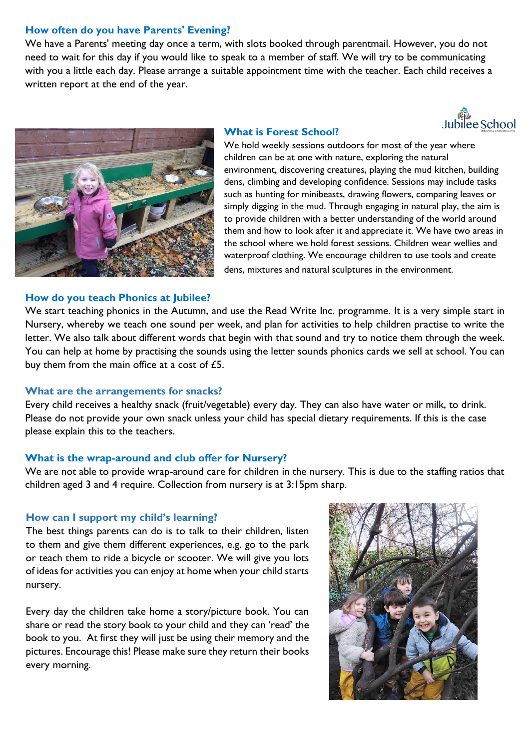## How often do you have Parents' Evening?

We have a Parents' meeting day once a term, with slots booked through parentmail. However, you do not need to wait for this day if you would like to speak to a member of staff. We will try to be communicating with you a little each day. Please arrange a suitable appointment time with the teacher. Each child receives a written report at the end of the year.

## What is Forest School?

We hold weekly sessions outdoors for most of the year where children can be at one with nature, exploring the natural environment, discovering creatures, playing the mud kitchen, building dens, climbing and developing confidence. Sessions may include tasks such as hunting for minibeasts, drawing flowers, comparing leaves or simply digging in the mud. Through engaging in natural play, the aim is to provide children with a better understanding of the world around them and how to look after it and appreciate it. We have two areas in the school where we hold forest sessions. Children wear wellies and waterproof clothing. We encourage children to use tools and create dens, mixtures and natural sculptures in the environment.

## How do you teach Phonics at Jubilee?

We start teaching phonics in the Autumn, and use the Read Write Inc. programme. It is a very simple start in Nursery, whereby we teach one sound per week, and plan for activities to help children practise to write the letter. We also talk about different words that begin with that sound and try to notice them through the week. You can help at home by practising the sounds using the letter sounds phonics cards we sell at school. You can buy them from the main office at a cost of £5.

## What are the arrangements for snacks?

Every child receives a healthy snack (fruit/vegetable) every day. They can also have water or milk, to drink. Please do not provide your own snack unless your child has special dietary requirements. If this is the case please explain this to the teachers.

## What is the wrap-around and club offer for Nursery?

We are not able to provide wrap-around care for children in the nursery. This is due to the staffing ratios that children aged 3 and 4 require. Collection from nursery is at 3:15pm sharp.

## How can I support my child's learning?

The best things parents can do is to talk to their children, listen to them and give them different experiences, e.g. go to the park or teach them to ride a bicycle or scooter. We will give you lots of ideas for activities you can enjoy at home when your child starts nursery.

Every day the children take home a story/picture book. You can share or read the story book to your child and they can 'read' the book to you. At first they will just be using their memory and the pictures. Encourage this! Please make sure they return their books every morning.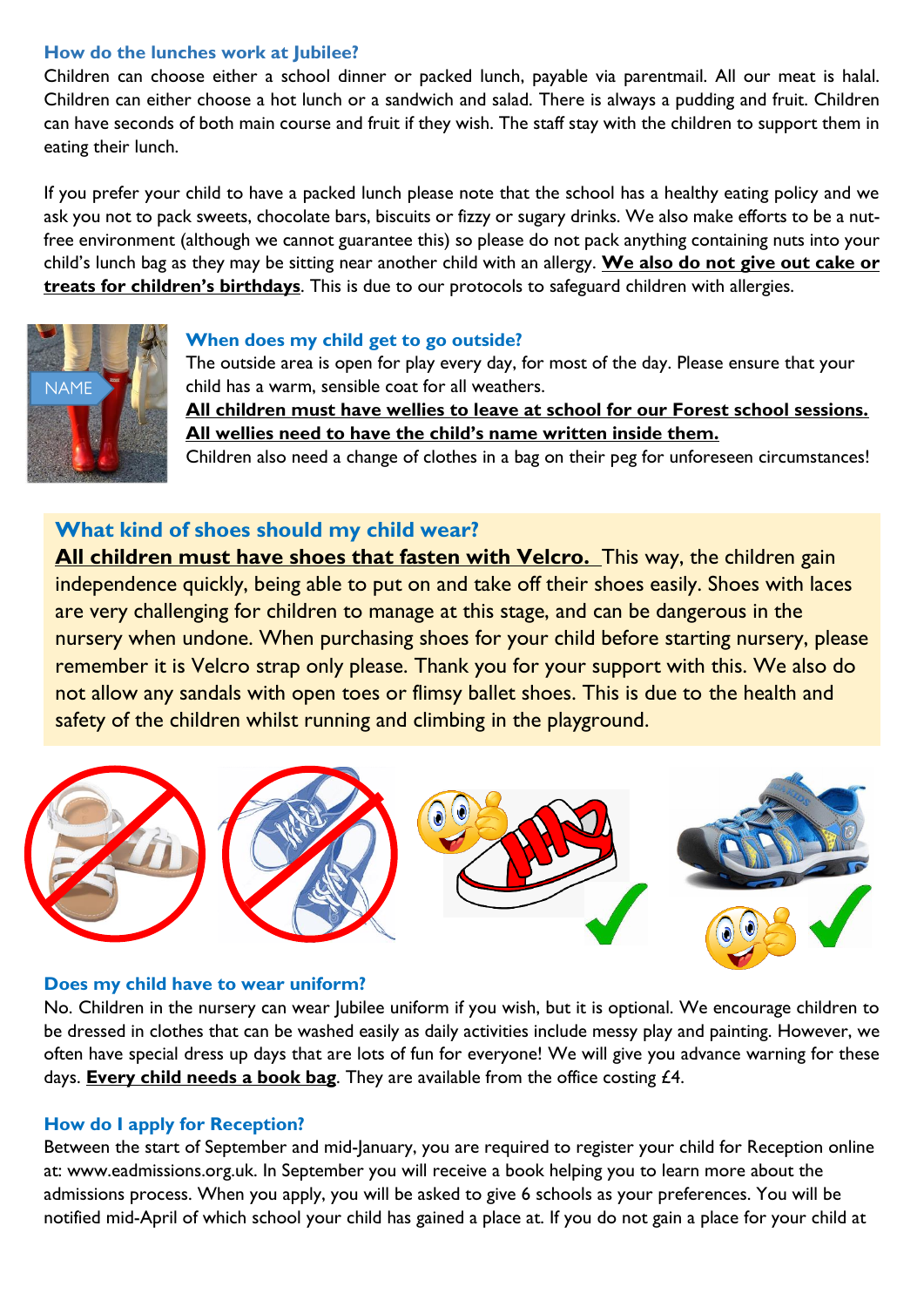### How do the lunches work at Jubilee?

Children can choose either a school dinner or packed lunch, payable via parentmail. All our meat is halal. Children can either choose a hot lunch or a sandwich and salad. There is always a pudding and fruit. Children can have seconds of both main course and fruit if they wish. The staff stay with the children to support them in eating their lunch.

If you prefer your child to have a packed lunch please note that the school has a healthy eating policy and we ask you not to pack sweets, chocolate bars, biscuits or fizzy or sugary drinks. We also make efforts to be a nut-free environment (although we cannot guarantee this) so please do not pack anything containing nuts into your child's lunch bag as they may be sitting near another child with an allergy. **We also do not give out cake or treats for children's birthdays**. This is due to our protocols to safeguard children with allergies.

### When does my child get to go outside?

The outside area is open for play every day, for most of the day. Please ensure that your child has a warm, sensible coat for all weathers.

**All children must have wellies to leave at school for our Forest school sessions. All wellies need to have the child's name written inside them.**

Children also need a change of clothes in a bag on their peg for unforeseen circumstances!

### What kind of shoes should my child wear?

**All children must have shoes that fasten with Velcro.** This way, the children gain independence quickly, being able to put on and take off their shoes easily. Shoes with laces are very challenging for children to manage at this stage, and can be dangerous in the nursery when undone. When purchasing shoes for your child before starting nursery, please remember it is Velcro strap only please. Thank you for your support with this. We also do not allow any sandals with open toes or flimsy ballet shoes. This is due to the health and safety of the children whilst running and climbing in the playground.

### Does my child have to wear uniform?

No. Children in the nursery can wear Jubilee uniform if you wish, but it is optional. We encourage children to be dressed in clothes that can be washed easily as daily activities include messy play and painting. However, we often have special dress up days that are lots of fun for everyone! We will give you advance warning for these days. **Every child needs a book bag**. They are available from the office costing £4.

### How do I apply for Reception?

Between the start of September and mid-January, you are required to register your child for Reception online at: www.eadmissions.org.uk. In September you will receive a book helping you to learn more about the admissions process. When you apply, you will be asked to give 6 schools as your preferences. You will be notified mid-April of which school your child has gained a place at. If you do not gain a place for your child at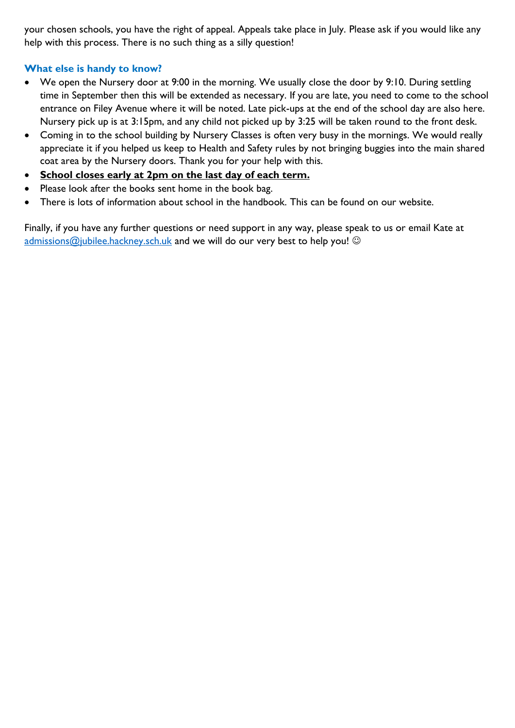your chosen schools, you have the right of appeal. Appeals take place in July. Please ask if you would like any help with this process. There is no such thing as a silly question!

### What else is handy to know?

- We open the Nursery door at 9:00 in the morning. We usually close the door by 9:10. During settling time in September then this will be extended as necessary. If you are late, you need to come to the school entrance on Filey Avenue where it will be noted. Late pick-ups at the end of the school day are also here. Nursery pick up is at 3:15pm, and any child not picked up by 3:25 will be taken round to the front desk.
- Coming in to the school building by Nursery Classes is often very busy in the mornings. We would really appreciate it if you helped us keep to Health and Safety rules by not bringing buggies into the main shared coat area by the Nursery doors. Thank you for your help with this.
- **<u>School closes early at 2pm on the last day of each term.</u>**
- Please look after the books sent home in the book bag.
- There is lots of information about school in the handbook. This can be found on our website.

Finally, if you have any further questions or need support in any way, please speak to us or email Kate at admissions@jubilee.hackney.sch.uk and we will do our very best to help you! ☺